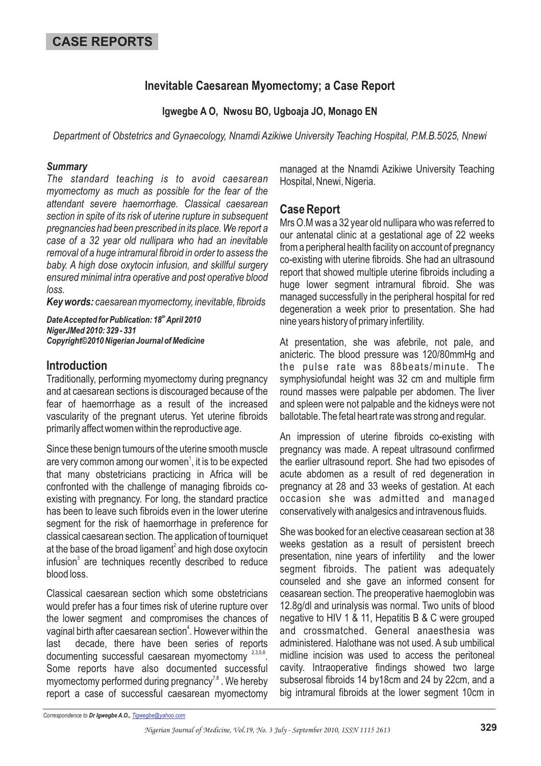CASE REPORTS

# Inevitable Caesarean Myomectomy; a Case Report

**Igwegbe A O, Nwosu BO, Ugboaja JO, Monago EN**

*Department of Obstetrics and Gynaecology, Nnamdi Azikiwe University Teaching Hospital, P.M.B.5025, Nnewi*

### *Summary*

*The standard teaching is to avoid caesarean myomectomy as much as possible for the fear of the attendant severe haemorrhage. Classical caesarean section in spite of its risk of uterine rupture in subsequent pregnancies had been prescribed in its place. We report a case of a 32 year old nullipara who had an inevitable removal of a huge intramural fibroid in order to assess the baby. A high dose oxytocin infusion, and skillful surgery ensured minimal intra operative and post operative blood loss.*

***Key words:*** *caesarean myomectomy, inevitable, fibroids*

***Date Accepted for Publication: 18th April 2010***
***NigerJMed 2010: 329 - 331***
***Copyright©2010 Nigerian Journal of Medicine***

## Introduction

Traditionally, performing myomectomy during pregnancy and at caesarean sections is discouraged because of the fear of haemorrhage as a result of the increased vascularity of the pregnant uterus. Yet uterine fibroids primarily affect women within the reproductive age.

Since these benign tumours of the uterine smooth muscle are very common among our women[1], it is to be expected that many obstetricians practicing in Africa will be confronted with the challenge of managing fibroids co-existing with pregnancy. For long, the standard practice has been to leave such fibroids even in the lower uterine segment for the risk of haemorrhage in preference for classical caesarean section. The application of tourniquet at the base of the broad ligament[2] and high dose oxytocin infusion[3] are techniques recently described to reduce blood loss.

Classical caesarean section which some obstetricians would prefer has a four times risk of uterine rupture over the lower segment and compromises the chances of vaginal birth after caesarean section[4]. However within the last decade, there have been series of reports documenting successful caesarean myomectomy [2,3,5,6]. Some reports have also documented successful myomectomy performed during pregnancy[7,8]. We hereby report a case of successful caesarean myomectomy managed at the Nnamdi Azikiwe University Teaching Hospital, Nnewi, Nigeria.

## Case Report

Mrs O.M was a 32 year old nullipara who was referred to our antenatal clinic at a gestational age of 22 weeks from a peripheral health facility on account of pregnancy co-existing with uterine fibroids. She had an ultrasound report that showed multiple uterine fibroids including a huge lower segment intramural fibroid. She was managed successfully in the peripheral hospital for red degeneration a week prior to presentation. She had nine years history of primary infertility.

At presentation, she was afebrile, not pale, and anicteric. The blood pressure was 120/80mmHg and the pulse rate was 88beats/minute. The symphysiofundal height was 32 cm and multiple firm round masses were palpable per abdomen. The liver and spleen were not palpable and the kidneys were not ballotable. The fetal heart rate was strong and regular.

An impression of uterine fibroids co-existing with pregnancy was made. A repeat ultrasound confirmed the earlier ultrasound report. She had two episodes of acute abdomen as a result of red degeneration in pregnancy at 28 and 33 weeks of gestation. At each occasion she was admitted and managed conservatively with analgesics and intravenous fluids.

She was booked for an elective ceasarean section at 38 weeks gestation as a result of persistent breech presentation, nine years of infertility and the lower segment fibroids. The patient was adequately counseled and she gave an informed consent for ceasarean section. The preoperative haemoglobin was 12.8g/dl and urinalysis was normal. Two units of blood negative to HIV 1 & 11, Hepatitis B & C were grouped and crossmatched. General anaesthesia was administered. Halothane was not used. A sub umbilical midline incision was used to access the peritoneal cavity. Intraoperative findings showed two large subserosal fibroids 14 by18cm and 24 by 22cm, and a big intramural fibroids at the lower segment 10cm in

*Correspondence to **Dr Igwegbe A.O.,** Tigwegbe@yahoo.com*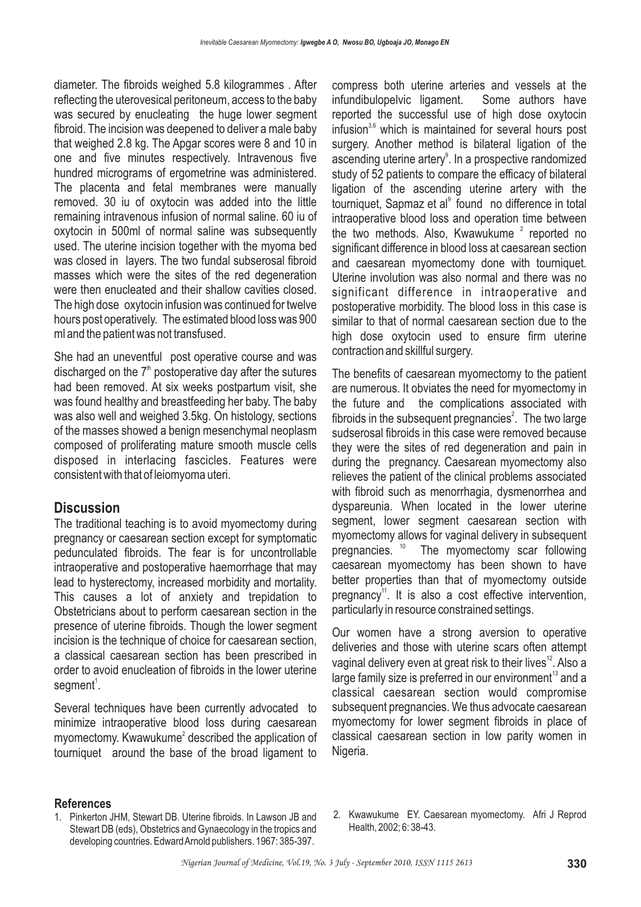diameter. The fibroids weighed 5.8 kilogrammes . After reflecting the uterovesical peritoneum, access to the baby was secured by enucleating the huge lower segment fibroid. The incision was deepened to deliver a male baby that weighed 2.8 kg. The Apgar scores were 8 and 10 in one and five minutes respectively. Intravenous five hundred micrograms of ergometrine was administered. The placenta and fetal membranes were manually removed. 30 iu of oxytocin was added into the little remaining intravenous infusion of normal saline. 60 iu of oxytocin in 500ml of normal saline was subsequently used. The uterine incision together with the myoma bed was closed in layers. The two fundal subserosal fibroid masses which were the sites of the red degeneration were then enucleated and their shallow cavities closed. The high dose oxytocin infusion was continued for twelve hours post operatively. The estimated blood loss was 900 ml and the patient was not transfused.

She had an uneventful post operative course and was discharged on the 7th postoperative day after the sutures had been removed. At six weeks postpartum visit, she was found healthy and breastfeeding her baby. The baby was also well and weighed 3.5kg. On histology, sections of the masses showed a benign mesenchymal neoplasm composed of proliferating mature smooth muscle cells disposed in interlacing fascicles. Features were consistent with that of leiomyoma uteri.

## Discussion

The traditional teaching is to avoid myomectomy during pregnancy or caesarean section except for symptomatic pedunculated fibroids. The fear is for uncontrollable intraoperative and postoperative haemorrhage that may lead to hysterectomy, increased morbidity and mortality. This causes a lot of anxiety and trepidation to Obstetricians about to perform caesarean section in the presence of uterine fibroids. Though the lower segment incision is the technique of choice for caesarean section, a classical caesarean section has been prescribed in order to avoid enucleation of fibroids in the lower uterine segment[1].

Several techniques have been currently advocated to minimize intraoperative blood loss during caesarean myomectomy. Kwawukume[2] described the application of tourniquet around the base of the broad ligament to compress both uterine arteries and vessels at the infundibulopelvic ligament. Some authors have reported the successful use of high dose oxytocin infusion[3,6] which is maintained for several hours post surgery. Another method is bilateral ligation of the ascending uterine artery[9]. In a prospective randomized study of 52 patients to compare the efficacy of bilateral ligation of the ascending uterine artery with the tourniquet, Sapmaz et al[9] found no difference in total intraoperative blood loss and operation time between the two methods. Also, Kwawukume [2] reported no significant difference in blood loss at caesarean section and caesarean myomectomy done with tourniquet. Uterine involution was also normal and there was no significant difference in intraoperative and postoperative morbidity. The blood loss in this case is similar to that of normal caesarean section due to the high dose oxytocin used to ensure firm uterine contraction and skillful surgery.

The benefits of caesarean myomectomy to the patient are numerous. It obviates the need for myomectomy in the future and the complications associated with fibroids in the subsequent pregnancies[2]. The two large sudserosal fibroids in this case were removed because they were the sites of red degeneration and pain in during the pregnancy. Caesarean myomectomy also relieves the patient of the clinical problems associated with fibroid such as menorrhagia, dysmenorrhea and dyspareunia. When located in the lower uterine segment, lower segment caesarean section with myomectomy allows for vaginal delivery in subsequent pregnancies. [10] The myomectomy scar following caesarean myomectomy has been shown to have better properties than that of myomectomy outside pregnancy[11]. It is also a cost effective intervention, particularly in resource constrained settings.

Our women have a strong aversion to operative deliveries and those with uterine scars often attempt vaginal delivery even at great risk to their lives[12]. Also a large family size is preferred in our environment[13] and a classical caesarean section would compromise subsequent pregnancies. We thus advocate caesarean myomectomy for lower segment fibroids in place of classical caesarean section in low parity women in Nigeria.

### References

1. Pinkerton JHM, Stewart DB. Uterine fibroids. In Lawson JB and Stewart DB (eds), Obstetrics and Gynaecology in the tropics and developing countries. Edward Arnold publishers. 1967: 385-397.
2. Kwawukume EY. Caesarean myomectomy. Afri J Reprod Health, 2002; 6: 38-43.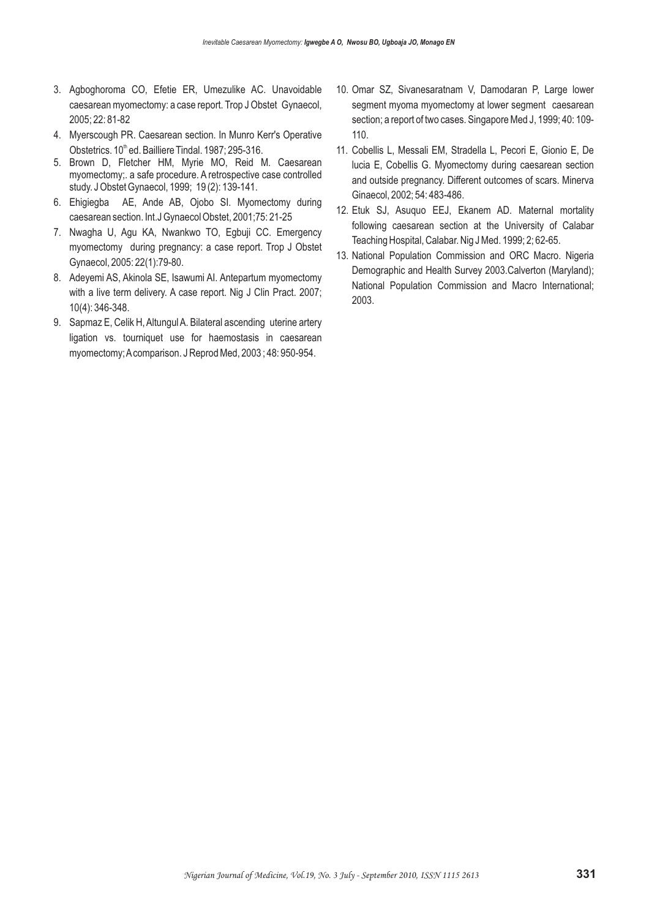3. Agboghoroma CO, Efetie ER, Umezulike AC. Unavoidable caesarean myomectomy: a case report. Trop J Obstet Gynaecol, 2005; 22: 81-82
4. Myerscough PR. Caesarean section. In Munro Kerr's Operative Obstetrics. 10th ed. Bailliere Tindal. 1987; 295-316.
5. Brown D, Fletcher HM, Myrie MO, Reid M. Caesarean myomectomy;. a safe procedure. A retrospective case controlled study. J Obstet Gynaecol, 1999; 19 (2): 139-141.
6. Ehigiegba AE, Ande AB, Ojobo SI. Myomectomy during caesarean section. Int.J Gynaecol Obstet, 2001;75: 21-25
7. Nwagha U, Agu KA, Nwankwo TO, Egbuji CC. Emergency myomectomy during pregnancy: a case report. Trop J Obstet Gynaecol, 2005: 22(1):79-80.
8. Adeyemi AS, Akinola SE, Isawumi AI. Antepartum myomectomy with a live term delivery. A case report. Nig J Clin Pract. 2007; 10(4): 346-348.
9. Sapmaz E, Celik H, Altungul A. Bilateral ascending uterine artery ligation vs. tourniquet use for haemostasis in caesarean myomectomy; A comparison. J Reprod Med, 2003 ; 48: 950-954.
10. Omar SZ, Sivanesaratnam V, Damodaran P, Large lower segment myoma myomectomy at lower segment caesarean section; a report of two cases. Singapore Med J, 1999; 40: 109-110.
11. Cobellis L, Messali EM, Stradella L, Pecori E, Gionio E, De lucia E, Cobellis G. Myomectomy during caesarean section and outside pregnancy. Different outcomes of scars. Minerva Ginaecol, 2002; 54: 483-486.
12. Etuk SJ, Asuquo EEJ, Ekanem AD. Maternal mortality following caesarean section at the University of Calabar Teaching Hospital, Calabar. Nig J Med. 1999; 2; 62-65.
13. National Population Commission and ORC Macro. Nigeria Demographic and Health Survey 2003.Calverton (Maryland); National Population Commission and Macro International; 2003.